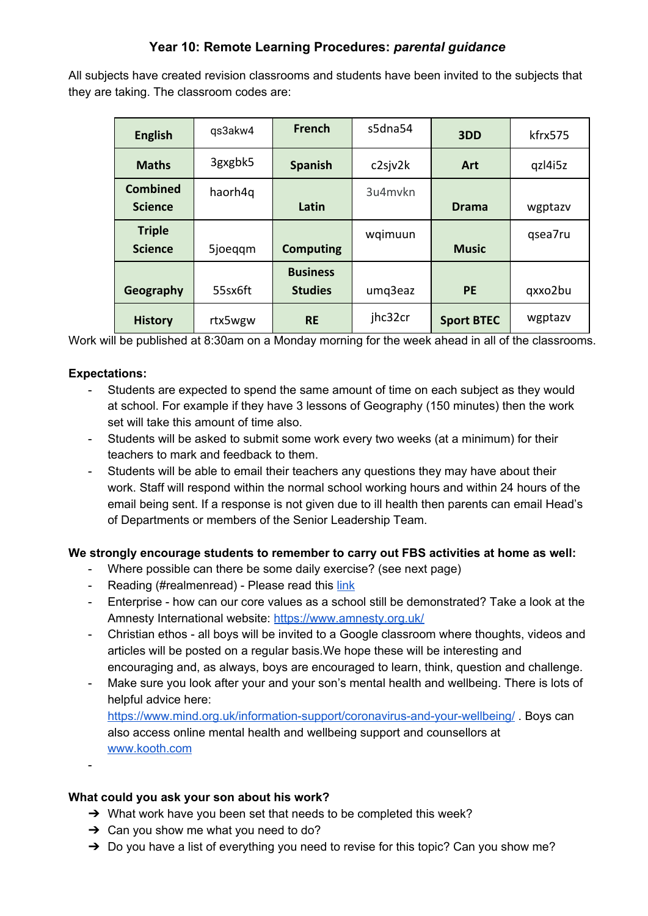# Year 10: Remote Learning Procedures: *parental guidance*

All subjects have created revision classrooms and students have been invited to the subjects that they are taking. The classroom codes are:

| **English** | qs3akw4 | **French** | s5dna54 | **3DD** | kfrx575 |
|---|---|---|---|---|---|
| **Maths** | 3gxgbk5 | **Spanish** | c2sjv2k | **Art** | qzl4i5z |
| **Combined Science** | haorh4q | **Latin** | 3u4mvkn | **Drama** | wgptazv |
| **Triple Science** | 5joeqqm | **Computing** | wqimuun | **Music** | qsea7ru |
| **Geography** | 55sx6ft | **Business Studies** | umq3eaz | **PE** | qxxo2bu |
| **History** | rtx5wgw | **RE** | jhc32cr | **Sport BTEC** | wgptazv |

Work will be published at 8:30am on a Monday morning for the week ahead in all of the classrooms.

**Expectations:**

- Students are expected to spend the same amount of time on each subject as they would at school. For example if they have 3 lessons of Geography (150 minutes) then the work set will take this amount of time also.
- Students will be asked to submit some work every two weeks (at a minimum) for their teachers to mark and feedback to them.
- Students will be able to email their teachers any questions they may have about their work. Staff will respond within the normal school working hours and within 24 hours of the email being sent. If a response is not given due to ill health then parents can email Head's of Departments or members of the Senior Leadership Team.

**We strongly encourage students to remember to carry out FBS activities at home as well:**

- Where possible can there be some daily exercise? (see next page)
- Reading (#realmenread) - Please read this [link]()
- Enterprise - how can our core values as a school still be demonstrated? Take a look at the Amnesty International website: [https://www.amnesty.org.uk/](https://www.amnesty.org.uk/)
- Christian ethos - all boys will be invited to a Google classroom where thoughts, videos and articles will be posted on a regular basis.We hope these will be interesting and encouraging and, as always, boys are encouraged to learn, think, question and challenge.
- Make sure you look after your and your son's mental health and wellbeing. There is lots of helpful advice here: [https://www.mind.org.uk/information-support/coronavirus-and-your-wellbeing/](https://www.mind.org.uk/information-support/coronavirus-and-your-wellbeing/) . Boys can also access online mental health and wellbeing support and counsellors at [www.kooth.com](http://www.kooth.com)
-

**What could you ask your son about his work?**

- ➔ What work have you been set that needs to be completed this week?
- ➔ Can you show me what you need to do?
- ➔ Do you have a list of everything you need to revise for this topic? Can you show me?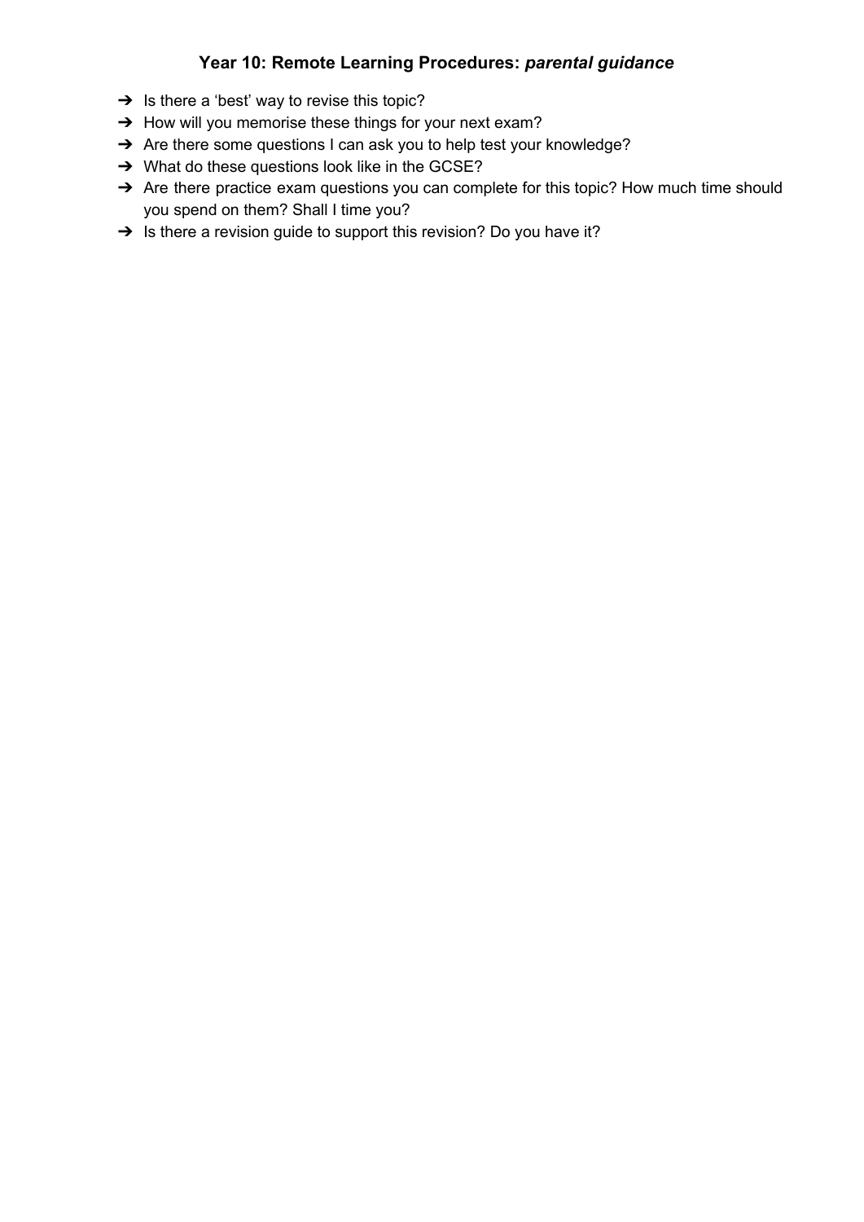## **Year 10: Remote Learning Procedures:** ***parental guidance***

- Is there a ‘best’ way to revise this topic?
- How will you memorise these things for your next exam?
- Are there some questions I can ask you to help test your knowledge?
- What do these questions look like in the GCSE?
- Are there practice exam questions you can complete for this topic? How much time should you spend on them? Shall I time you?
- Is there a revision guide to support this revision? Do you have it?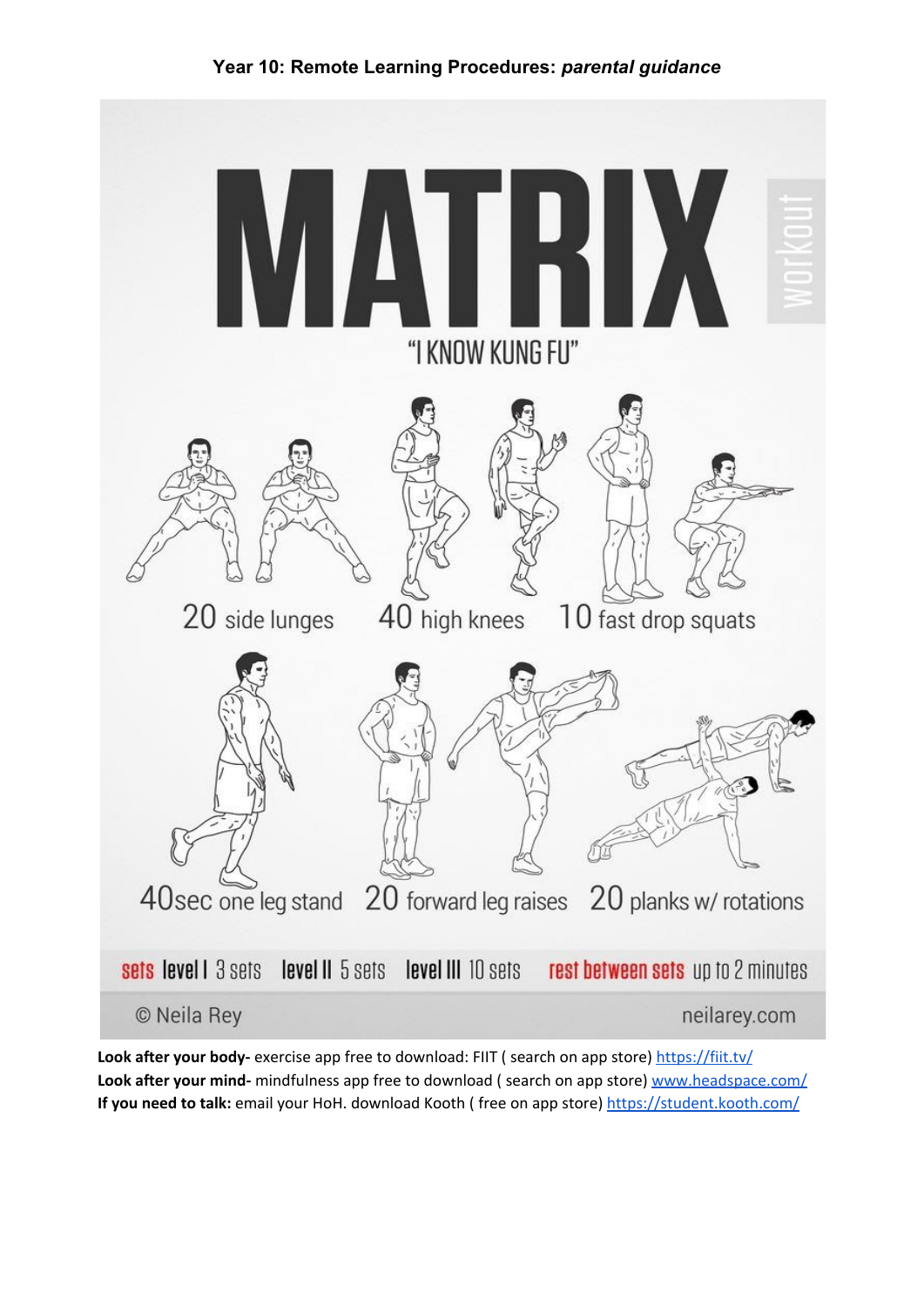**Year 10: Remote Learning Procedures:** ***parental guidance***

# MATRIX

workout

"I KNOW KUNG FU"

20 side lunges

40 high knees

10 fast drop squats

40sec one leg stand

20 forward leg raises

20 planks w/ rotations

sets level I 3 sets level II 5 sets level III 10 sets rest between sets up to 2 minutes

© Neila Rey

neilarey.com

**Look after your body-** exercise app free to download: FIIT ( search on app store) https://fiit.tv/

**Look after your mind-** mindfulness app free to download ( search on app store) www.headspace.com/

**If you need to talk:** email your HoH. download Kooth ( free on app store) https://student.kooth.com/